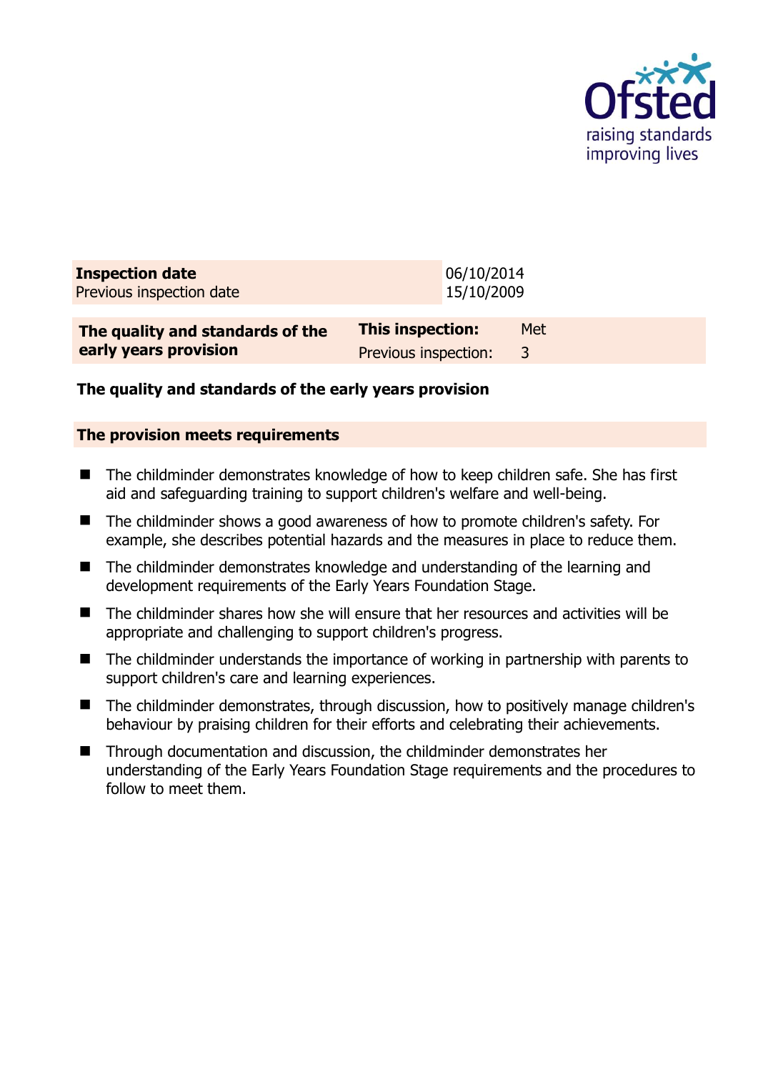| **Inspection date** | 06/10/2014 |
| --- | --- |
| Previous inspection date | 15/10/2009 |

| **The quality and standards of the early years provision** | **This inspection:** | Met |
| --- | --- | --- |
| | Previous inspection: | 3 |

## The quality and standards of the early years provision

### The provision meets requirements

- The childminder demonstrates knowledge of how to keep children safe. She has first aid and safeguarding training to support children's welfare and well-being.
- The childminder shows a good awareness of how to promote children's safety. For example, she describes potential hazards and the measures in place to reduce them.
- The childminder demonstrates knowledge and understanding of the learning and development requirements of the Early Years Foundation Stage.
- The childminder shares how she will ensure that her resources and activities will be appropriate and challenging to support children's progress.
- The childminder understands the importance of working in partnership with parents to support children's care and learning experiences.
- The childminder demonstrates, through discussion, how to positively manage children's behaviour by praising children for their efforts and celebrating their achievements.
- Through documentation and discussion, the childminder demonstrates her understanding of the Early Years Foundation Stage requirements and the procedures to follow to meet them.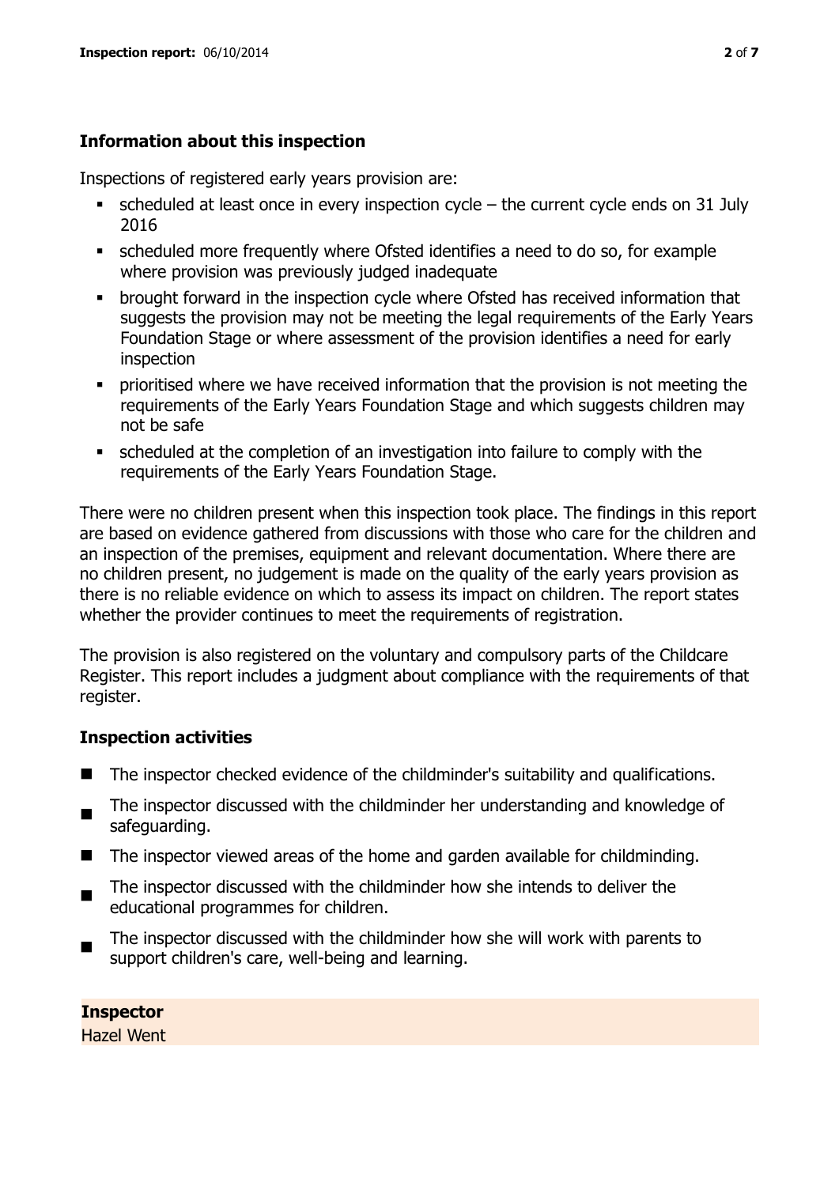### Information about this inspection

Inspections of registered early years provision are:

- scheduled at least once in every inspection cycle – the current cycle ends on 31 July 2016
- scheduled more frequently where Ofsted identifies a need to do so, for example where provision was previously judged inadequate
- brought forward in the inspection cycle where Ofsted has received information that suggests the provision may not be meeting the legal requirements of the Early Years Foundation Stage or where assessment of the provision identifies a need for early inspection
- prioritised where we have received information that the provision is not meeting the requirements of the Early Years Foundation Stage and which suggests children may not be safe
- scheduled at the completion of an investigation into failure to comply with the requirements of the Early Years Foundation Stage.

There were no children present when this inspection took place. The findings in this report are based on evidence gathered from discussions with those who care for the children and an inspection of the premises, equipment and relevant documentation. Where there are no children present, no judgement is made on the quality of the early years provision as there is no reliable evidence on which to assess its impact on children. The report states whether the provider continues to meet the requirements of registration.

The provision is also registered on the voluntary and compulsory parts of the Childcare Register. This report includes a judgment about compliance with the requirements of that register.

### Inspection activities

- The inspector checked evidence of the childminder's suitability and qualifications.
- The inspector discussed with the childminder her understanding and knowledge of safeguarding.
- The inspector viewed areas of the home and garden available for childminding.
- The inspector discussed with the childminder how she intends to deliver the educational programmes for children.
- The inspector discussed with the childminder how she will work with parents to support children's care, well-being and learning.

**Inspector**

Hazel Went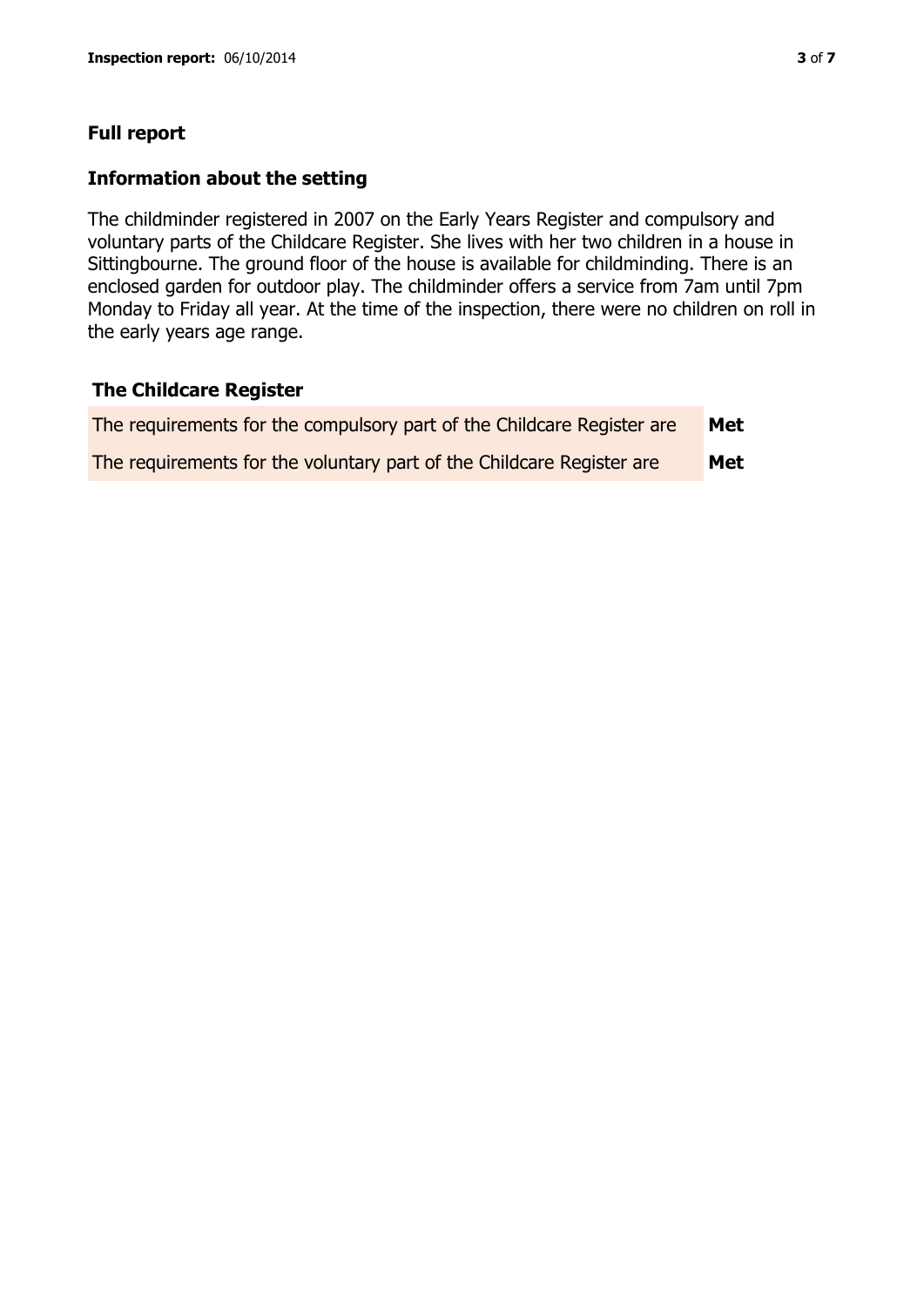## Full report

### Information about the setting

The childminder registered in 2007 on the Early Years Register and compulsory and voluntary parts of the Childcare Register. She lives with her two children in a house in Sittingbourne. The ground floor of the house is available for childminding. There is an enclosed garden for outdoor play. The childminder offers a service from 7am until 7pm Monday to Friday all year. At the time of the inspection, there were no children on roll in the early years age range.

### The Childcare Register

| | |
|---|---|
| The requirements for the compulsory part of the Childcare Register are | **Met** |
| The requirements for the voluntary part of the Childcare Register are | **Met** |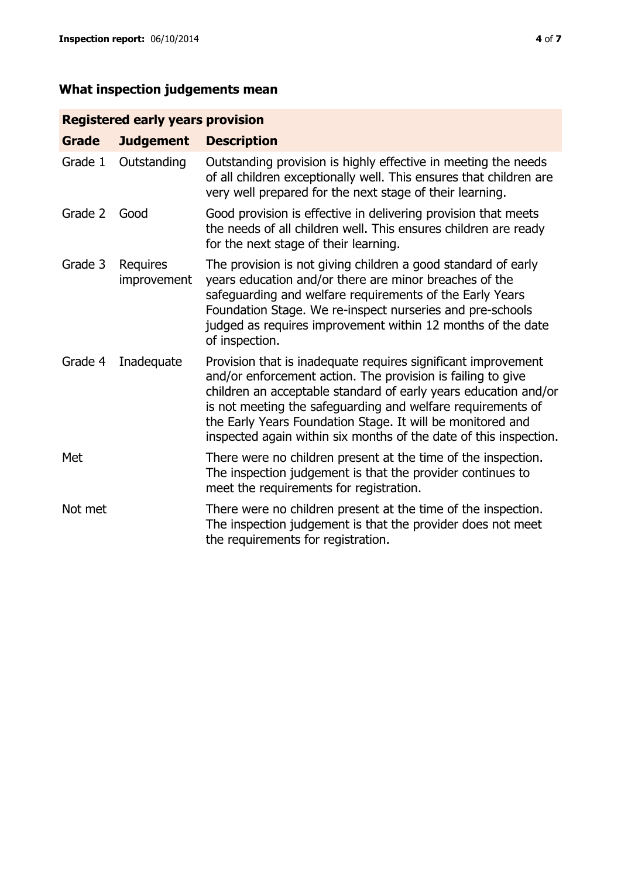## What inspection judgements mean

| Registered early years provision | | |
|---|---|---|
| **Grade** | **Judgement** | **Description** |
| Grade 1 | Outstanding | Outstanding provision is highly effective in meeting the needs of all children exceptionally well. This ensures that children are very well prepared for the next stage of their learning. |
| Grade 2 | Good | Good provision is effective in delivering provision that meets the needs of all children well. This ensures children are ready for the next stage of their learning. |
| Grade 3 | Requires improvement | The provision is not giving children a good standard of early years education and/or there are minor breaches of the safeguarding and welfare requirements of the Early Years Foundation Stage. We re-inspect nurseries and pre-schools judged as requires improvement within 12 months of the date of inspection. |
| Grade 4 | Inadequate | Provision that is inadequate requires significant improvement and/or enforcement action. The provision is failing to give children an acceptable standard of early years education and/or is not meeting the safeguarding and welfare requirements of the Early Years Foundation Stage. It will be monitored and inspected again within six months of the date of this inspection. |
| Met | | There were no children present at the time of the inspection. The inspection judgement is that the provider continues to meet the requirements for registration. |
| Not met | | There were no children present at the time of the inspection. The inspection judgement is that the provider does not meet the requirements for registration. |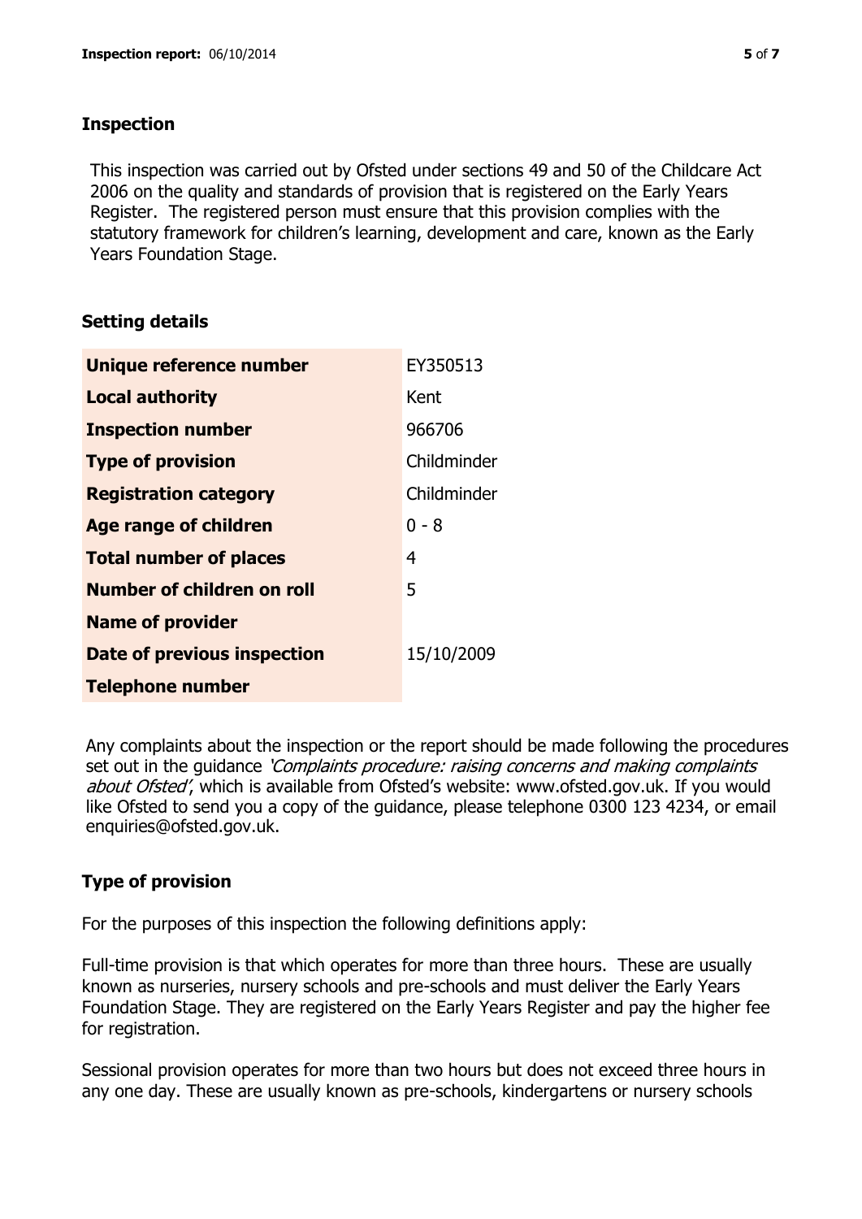## Inspection

This inspection was carried out by Ofsted under sections 49 and 50 of the Childcare Act 2006 on the quality and standards of provision that is registered on the Early Years Register. The registered person must ensure that this provision complies with the statutory framework for children's learning, development and care, known as the Early Years Foundation Stage.

## Setting details

| | |
|---|---|
| **Unique reference number** | EY350513 |
| **Local authority** | Kent |
| **Inspection number** | 966706 |
| **Type of provision** | Childminder |
| **Registration category** | Childminder |
| **Age range of children** | 0 - 8 |
| **Total number of places** | 4 |
| **Number of children on roll** | 5 |
| **Name of provider** | |
| **Date of previous inspection** | 15/10/2009 |
| **Telephone number** | |

Any complaints about the inspection or the report should be made following the procedures set out in the guidance *'Complaints procedure: raising concerns and making complaints about Ofsted'*, which is available from Ofsted's website: www.ofsted.gov.uk. If you would like Ofsted to send you a copy of the guidance, please telephone 0300 123 4234, or email enquiries@ofsted.gov.uk.

## Type of provision

For the purposes of this inspection the following definitions apply:

Full-time provision is that which operates for more than three hours. These are usually known as nurseries, nursery schools and pre-schools and must deliver the Early Years Foundation Stage. They are registered on the Early Years Register and pay the higher fee for registration.

Sessional provision operates for more than two hours but does not exceed three hours in any one day. These are usually known as pre-schools, kindergartens or nursery schools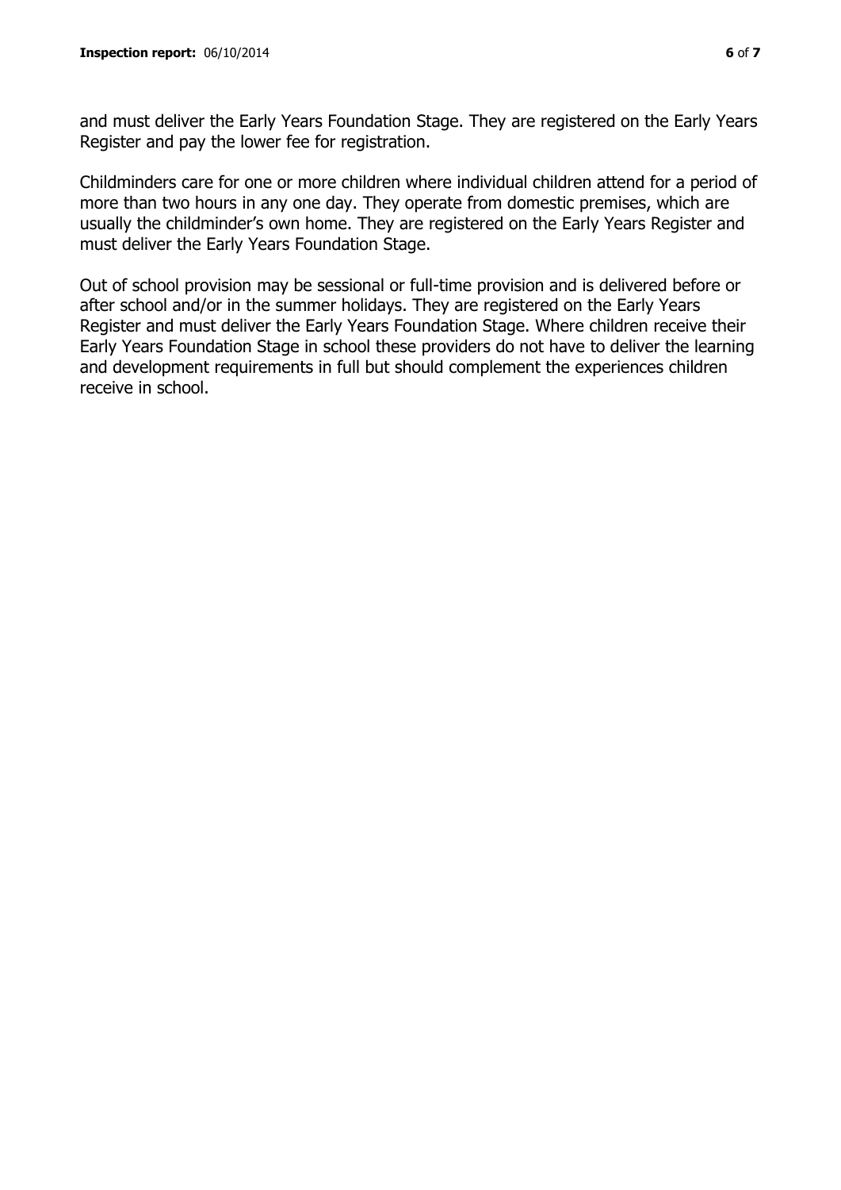and must deliver the Early Years Foundation Stage. They are registered on the Early Years Register and pay the lower fee for registration.

Childminders care for one or more children where individual children attend for a period of more than two hours in any one day. They operate from domestic premises, which are usually the childminder's own home. They are registered on the Early Years Register and must deliver the Early Years Foundation Stage.

Out of school provision may be sessional or full-time provision and is delivered before or after school and/or in the summer holidays. They are registered on the Early Years Register and must deliver the Early Years Foundation Stage. Where children receive their Early Years Foundation Stage in school these providers do not have to deliver the learning and development requirements in full but should complement the experiences children receive in school.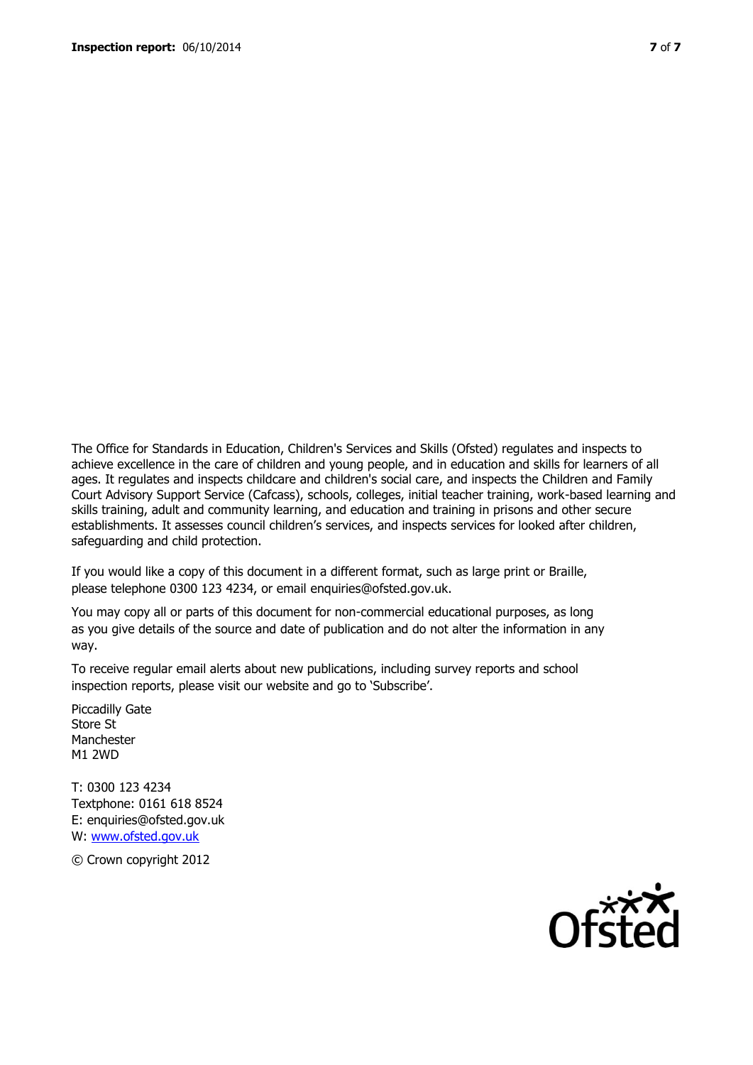The Office for Standards in Education, Children's Services and Skills (Ofsted) regulates and inspects to achieve excellence in the care of children and young people, and in education and skills for learners of all ages. It regulates and inspects childcare and children's social care, and inspects the Children and Family Court Advisory Support Service (Cafcass), schools, colleges, initial teacher training, work-based learning and skills training, adult and community learning, and education and training in prisons and other secure establishments. It assesses council children's services, and inspects services for looked after children, safeguarding and child protection.

If you would like a copy of this document in a different format, such as large print or Braille, please telephone 0300 123 4234, or email enquiries@ofsted.gov.uk.

You may copy all or parts of this document for non-commercial educational purposes, as long as you give details of the source and date of publication and do not alter the information in any way.

To receive regular email alerts about new publications, including survey reports and school inspection reports, please visit our website and go to 'Subscribe'.

Piccadilly Gate
Store St
Manchester
M1 2WD

T: 0300 123 4234
Textphone: 0161 618 8524
E: enquiries@ofsted.gov.uk
W: [www.ofsted.gov.uk](http://www.ofsted.gov.uk)

© Crown copyright 2012

Ofsted